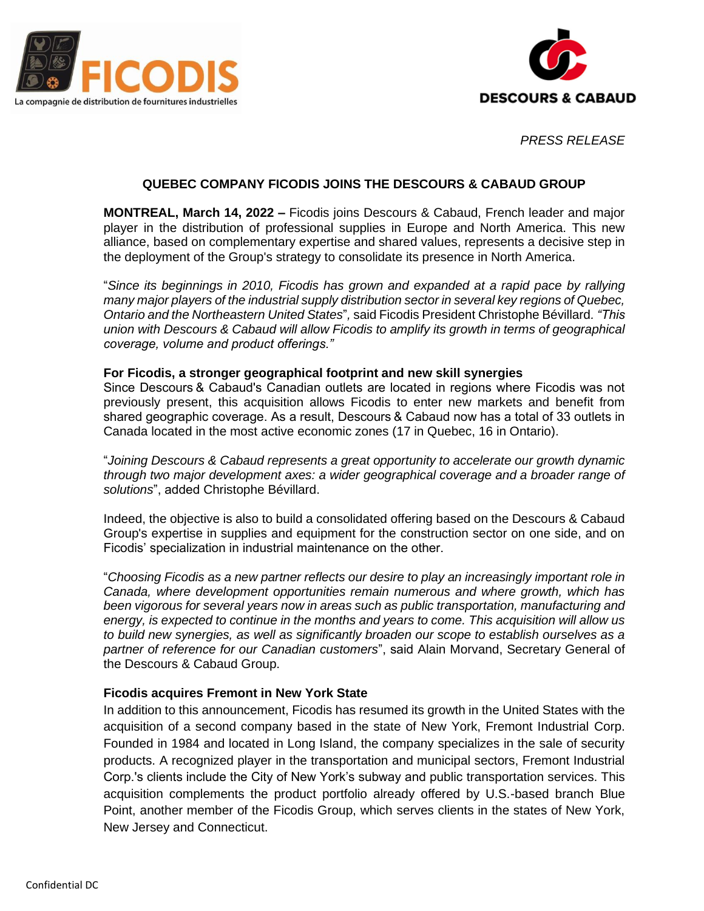FICODIS

La compagnie de distribution de fournitures industrielles

DESCOURS & CABAUD

*PRESS RELEASE*

## QUEBEC COMPANY FICODIS JOINS THE DESCOURS & CABAUD GROUP

**MONTREAL, March 14, 2022 –** Ficodis joins Descours & Cabaud, French leader and major player in the distribution of professional supplies in Europe and North America. This new alliance, based on complementary expertise and shared values, represents a decisive step in the deployment of the Group's strategy to consolidate its presence in North America.

"*Since its beginnings in 2010, Ficodis has grown and expanded at a rapid pace by rallying many major players of the industrial supply distribution sector in several key regions of Quebec, Ontario and the Northeastern United States*", said Ficodis President Christophe Bévillard. *"This union with Descours & Cabaud will allow Ficodis to amplify its growth in terms of geographical coverage, volume and product offerings."*

### For Ficodis, a stronger geographical footprint and new skill synergies

Since Descours & Cabaud's Canadian outlets are located in regions where Ficodis was not previously present, this acquisition allows Ficodis to enter new markets and benefit from shared geographic coverage. As a result, Descours & Cabaud now has a total of 33 outlets in Canada located in the most active economic zones (17 in Quebec, 16 in Ontario).

"*Joining Descours & Cabaud represents a great opportunity to accelerate our growth dynamic through two major development axes: a wider geographical coverage and a broader range of solutions*", added Christophe Bévillard.

Indeed, the objective is also to build a consolidated offering based on the Descours & Cabaud Group's expertise in supplies and equipment for the construction sector on one side, and on Ficodis' specialization in industrial maintenance on the other.

"*Choosing Ficodis as a new partner reflects our desire to play an increasingly important role in Canada, where development opportunities remain numerous and where growth, which has been vigorous for several years now in areas such as public transportation, manufacturing and energy, is expected to continue in the months and years to come. This acquisition will allow us to build new synergies, as well as significantly broaden our scope to establish ourselves as a partner of reference for our Canadian customers*", said Alain Morvand, Secretary General of the Descours & Cabaud Group.

### Ficodis acquires Fremont in New York State

In addition to this announcement, Ficodis has resumed its growth in the United States with the acquisition of a second company based in the state of New York, Fremont Industrial Corp. Founded in 1984 and located in Long Island, the company specializes in the sale of security products. A recognized player in the transportation and municipal sectors, Fremont Industrial Corp.'s clients include the City of New York's subway and public transportation services. This acquisition complements the product portfolio already offered by U.S.-based branch Blue Point, another member of the Ficodis Group, which serves clients in the states of New York, New Jersey and Connecticut.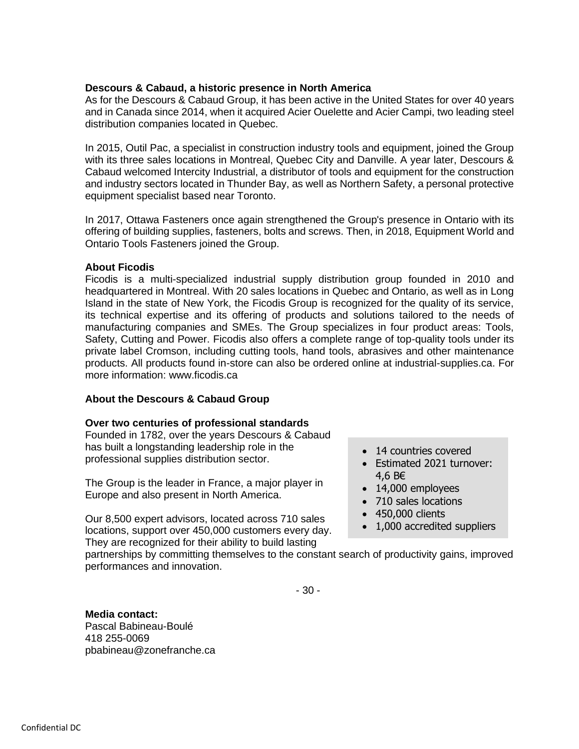**Descours & Cabaud, a historic presence in North America**

As for the Descours & Cabaud Group, it has been active in the United States for over 40 years and in Canada since 2014, when it acquired Acier Ouelette and Acier Campi, two leading steel distribution companies located in Quebec.

In 2015, Outil Pac, a specialist in construction industry tools and equipment, joined the Group with its three sales locations in Montreal, Quebec City and Danville. A year later, Descours & Cabaud welcomed Intercity Industrial, a distributor of tools and equipment for the construction and industry sectors located in Thunder Bay, as well as Northern Safety, a personal protective equipment specialist based near Toronto.

In 2017, Ottawa Fasteners once again strengthened the Group's presence in Ontario with its offering of building supplies, fasteners, bolts and screws. Then, in 2018, Equipment World and Ontario Tools Fasteners joined the Group.

**About Ficodis**

Ficodis is a multi-specialized industrial supply distribution group founded in 2010 and headquartered in Montreal. With 20 sales locations in Quebec and Ontario, as well as in Long Island in the state of New York, the Ficodis Group is recognized for the quality of its service, its technical expertise and its offering of products and solutions tailored to the needs of manufacturing companies and SMEs. The Group specializes in four product areas: Tools, Safety, Cutting and Power. Ficodis also offers a complete range of top-quality tools under its private label Cromson, including cutting tools, hand tools, abrasives and other maintenance products. All products found in-store can also be ordered online at industrial-supplies.ca. For more information: www.ficodis.ca

**About the Descours & Cabaud Group**

**Over two centuries of professional standards**

Founded in 1782, over the years Descours & Cabaud has built a longstanding leadership role in the professional supplies distribution sector.

The Group is the leader in France, a major player in Europe and also present in North America.

Our 8,500 expert advisors, located across 710 sales locations, support over 450,000 customers every day. They are recognized for their ability to build lasting partnerships by committing themselves to the constant search of productivity gains, improved performances and innovation.

- 14 countries covered
- Estimated 2021 turnover: 4,6 B€
- 14,000 employees
- 710 sales locations
- 450,000 clients
- 1,000 accredited suppliers

\- 30 -

**Media contact:**
Pascal Babineau-Boulé
418 255-0069
pbabineau@zonefranche.ca